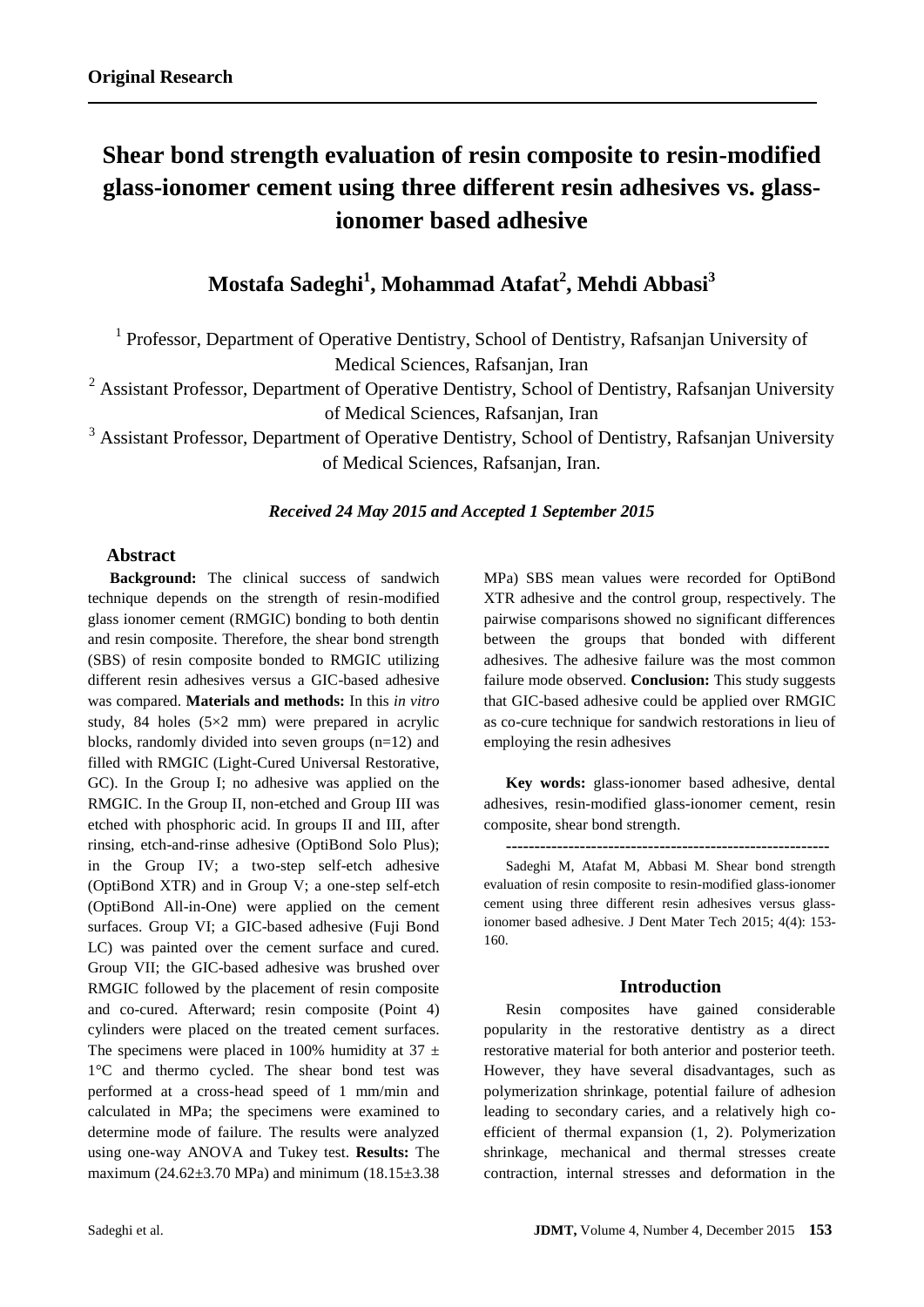**Original Research**

# Shear bond strength evaluation of resin composite to resin-modified glass-ionomer cement using three different resin adhesives vs. glass-ionomer based adhesive

## Mostafa Sadeghi[1], Mohammad Atafat[2], Mehdi Abbasi[3]

[1] Professor, Department of Operative Dentistry, School of Dentistry, Rafsanjan University of Medical Sciences, Rafsanjan, Iran

[2] Assistant Professor, Department of Operative Dentistry, School of Dentistry, Rafsanjan University of Medical Sciences, Rafsanjan, Iran

[3] Assistant Professor, Department of Operative Dentistry, School of Dentistry, Rafsanjan University of Medical Sciences, Rafsanjan, Iran.

***Received 24 May 2015 and Accepted 1 September 2015***

## Abstract

**Background:** The clinical success of sandwich technique depends on the strength of resin-modified glass ionomer cement (RMGIC) bonding to both dentin and resin composite. Therefore, the shear bond strength (SBS) of resin composite bonded to RMGIC utilizing different resin adhesives versus a GIC-based adhesive was compared. **Materials and methods:** In this *in vitro* study, 84 holes (5×2 mm) were prepared in acrylic blocks, randomly divided into seven groups (n=12) and filled with RMGIC (Light-Cured Universal Restorative, GC). In the Group I; no adhesive was applied on the RMGIC. In the Group II, non-etched and Group III was etched with phosphoric acid. In groups II and III, after rinsing, etch-and-rinse adhesive (OptiBond Solo Plus); in the Group IV; a two-step self-etch adhesive (OptiBond XTR) and in Group V; a one-step self-etch (OptiBond All-in-One) were applied on the cement surfaces. Group VI; a GIC-based adhesive (Fuji Bond LC) was painted over the cement surface and cured. Group VII; the GIC-based adhesive was brushed over RMGIC followed by the placement of resin composite and co-cured. Afterward; resin composite (Point 4) cylinders were placed on the treated cement surfaces. The specimens were placed in 100% humidity at 37 ± 1°C and thermo cycled. The shear bond test was performed at a cross-head speed of 1 mm/min and calculated in MPa; the specimens were examined to determine mode of failure. The results were analyzed using one-way ANOVA and Tukey test. **Results:** The maximum (24.62±3.70 MPa) and minimum (18.15±3.38 MPa) SBS mean values were recorded for OptiBond XTR adhesive and the control group, respectively. The pairwise comparisons showed no significant differences between the groups that bonded with different adhesives. The adhesive failure was the most common failure mode observed. **Conclusion:** This study suggests that GIC-based adhesive could be applied over RMGIC as co-cure technique for sandwich restorations in lieu of employing the resin adhesives

**Key words:** glass-ionomer based adhesive, dental adhesives, resin-modified glass-ionomer cement, resin composite, shear bond strength.

---

Sadeghi M, Atafat M, Abbasi M. Shear bond strength evaluation of resin composite to resin-modified glass-ionomer cement using three different resin adhesives versus glass-ionomer based adhesive. J Dent Mater Tech 2015; 4(4): 153-160.

## Introduction

Resin composites have gained considerable popularity in the restorative dentistry as a direct restorative material for both anterior and posterior teeth. However, they have several disadvantages, such as polymerization shrinkage, potential failure of adhesion leading to secondary caries, and a relatively high co-efficient of thermal expansion (1, 2). Polymerization shrinkage, mechanical and thermal stresses create contraction, internal stresses and deformation in the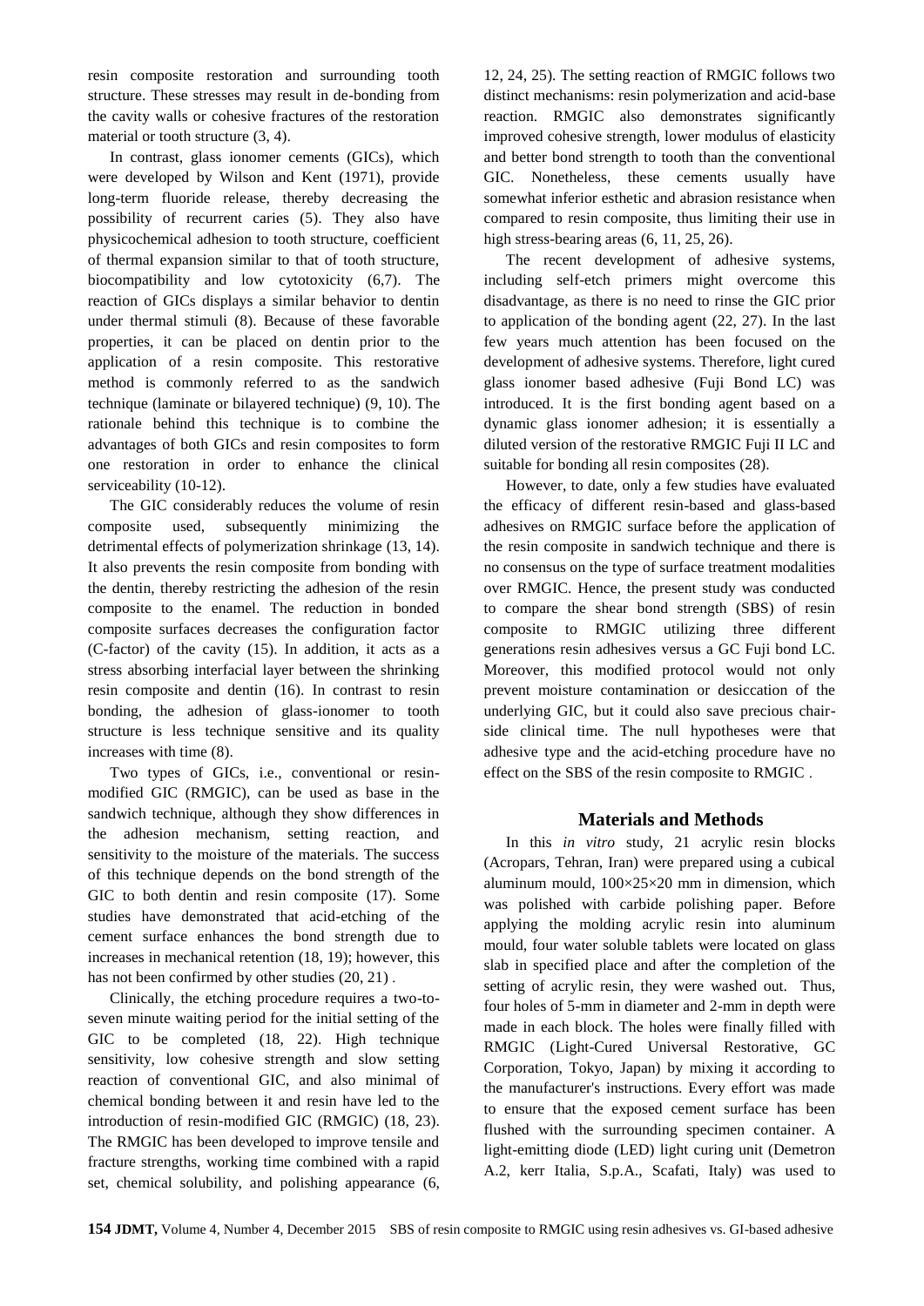resin composite restoration and surrounding tooth structure. These stresses may result in de-bonding from the cavity walls or cohesive fractures of the restoration material or tooth structure (3, 4).

In contrast, glass ionomer cements (GICs), which were developed by Wilson and Kent (1971), provide long-term fluoride release, thereby decreasing the possibility of recurrent caries (5). They also have physicochemical adhesion to tooth structure, coefficient of thermal expansion similar to that of tooth structure, biocompatibility and low cytotoxicity (6,7). The reaction of GICs displays a similar behavior to dentin under thermal stimuli (8). Because of these favorable properties, it can be placed on dentin prior to the application of a resin composite. This restorative method is commonly referred to as the sandwich technique (laminate or bilayered technique) (9, 10). The rationale behind this technique is to combine the advantages of both GICs and resin composites to form one restoration in order to enhance the clinical serviceability (10-12).

The GIC considerably reduces the volume of resin composite used, subsequently minimizing the detrimental effects of polymerization shrinkage (13, 14). It also prevents the resin composite from bonding with the dentin, thereby restricting the adhesion of the resin composite to the enamel. The reduction in bonded composite surfaces decreases the configuration factor (C-factor) of the cavity (15). In addition, it acts as a stress absorbing interfacial layer between the shrinking resin composite and dentin (16). In contrast to resin bonding, the adhesion of glass-ionomer to tooth structure is less technique sensitive and its quality increases with time (8).

Two types of GICs, i.e., conventional or resin-modified GIC (RMGIC), can be used as base in the sandwich technique, although they show differences in the adhesion mechanism, setting reaction, and sensitivity to the moisture of the materials. The success of this technique depends on the bond strength of the GIC to both dentin and resin composite (17). Some studies have demonstrated that acid-etching of the cement surface enhances the bond strength due to increases in mechanical retention (18, 19); however, this has not been confirmed by other studies (20, 21) .

Clinically, the etching procedure requires a two-to-seven minute waiting period for the initial setting of the GIC to be completed (18, 22). High technique sensitivity, low cohesive strength and slow setting reaction of conventional GIC, and also minimal of chemical bonding between it and resin have led to the introduction of resin-modified GIC (RMGIC) (18, 23). The RMGIC has been developed to improve tensile and fracture strengths, working time combined with a rapid set, chemical solubility, and polishing appearance (6, 12, 24, 25). The setting reaction of RMGIC follows two distinct mechanisms: resin polymerization and acid-base reaction. RMGIC also demonstrates significantly improved cohesive strength, lower modulus of elasticity and better bond strength to tooth than the conventional GIC. Nonetheless, these cements usually have somewhat inferior esthetic and abrasion resistance when compared to resin composite, thus limiting their use in high stress-bearing areas (6, 11, 25, 26).

The recent development of adhesive systems, including self-etch primers might overcome this disadvantage, as there is no need to rinse the GIC prior to application of the bonding agent (22, 27). In the last few years much attention has been focused on the development of adhesive systems. Therefore, light cured glass ionomer based adhesive (Fuji Bond LC) was introduced. It is the first bonding agent based on a dynamic glass ionomer adhesion; it is essentially a diluted version of the restorative RMGIC Fuji II LC and suitable for bonding all resin composites (28).

However, to date, only a few studies have evaluated the efficacy of different resin-based and glass-based adhesives on RMGIC surface before the application of the resin composite in sandwich technique and there is no consensus on the type of surface treatment modalities over RMGIC. Hence, the present study was conducted to compare the shear bond strength (SBS) of resin composite to RMGIC utilizing three different generations resin adhesives versus a GC Fuji bond LC. Moreover, this modified protocol would not only prevent moisture contamination or desiccation of the underlying GIC, but it could also save precious chair-side clinical time. The null hypotheses were that adhesive type and the acid-etching procedure have no effect on the SBS of the resin composite to RMGIC .

## Materials and Methods

In this *in vitro* study, 21 acrylic resin blocks (Acropars, Tehran, Iran) were prepared using a cubical aluminum mould, 100×25×20 mm in dimension, which was polished with carbide polishing paper. Before applying the molding acrylic resin into aluminum mould, four water soluble tablets were located on glass slab in specified place and after the completion of the setting of acrylic resin, they were washed out. Thus, four holes of 5-mm in diameter and 2-mm in depth were made in each block. The holes were finally filled with RMGIC (Light-Cured Universal Restorative, GC Corporation, Tokyo, Japan) by mixing it according to the manufacturer's instructions. Every effort was made to ensure that the exposed cement surface has been flushed with the surrounding specimen container. A light-emitting diode (LED) light curing unit (Demetron A.2, kerr Italia, S.p.A., Scafati, Italy) was used to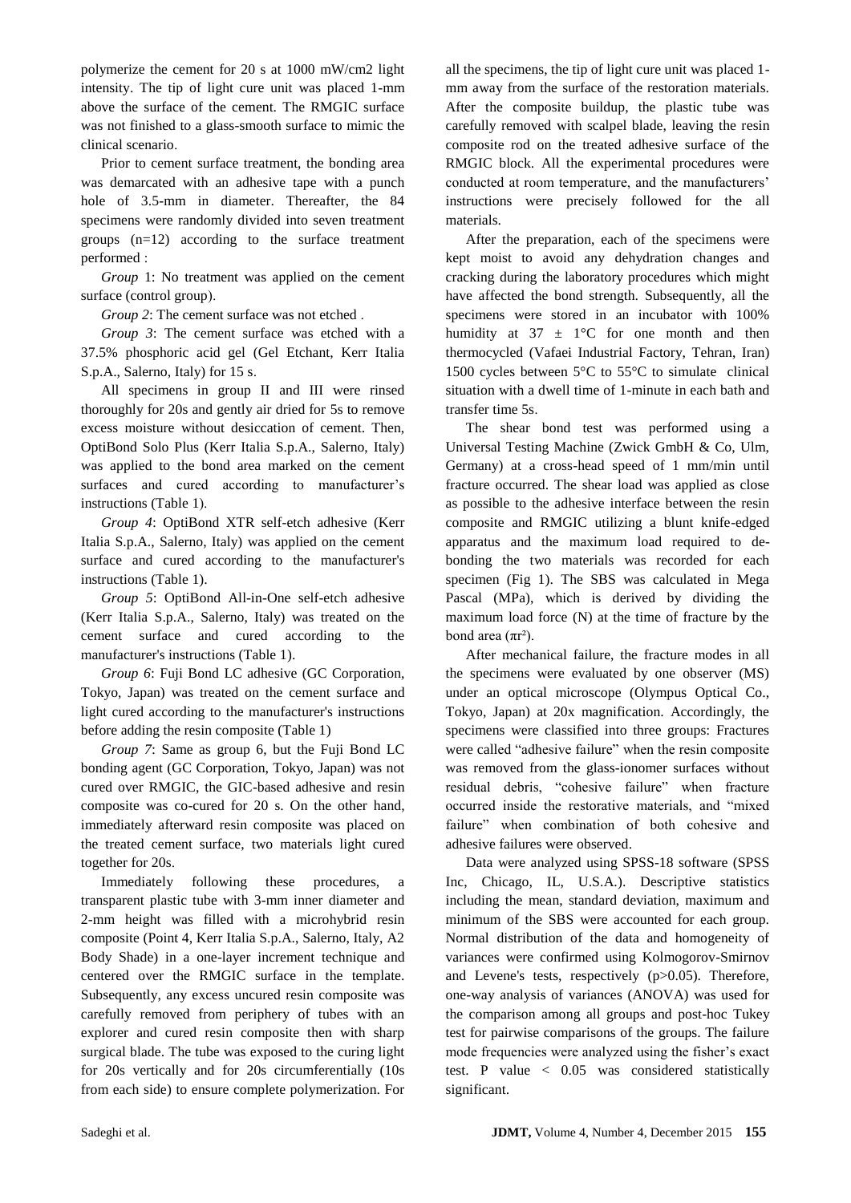polymerize the cement for 20 s at 1000 mW/cm2 light intensity. The tip of light cure unit was placed 1-mm above the surface of the cement. The RMGIC surface was not finished to a glass-smooth surface to mimic the clinical scenario.

Prior to cement surface treatment, the bonding area was demarcated with an adhesive tape with a punch hole of 3.5-mm in diameter. Thereafter, the 84 specimens were randomly divided into seven treatment groups (n=12) according to the surface treatment performed :

*Group* 1: No treatment was applied on the cement surface (control group).

*Group 2*: The cement surface was not etched .

*Group 3*: The cement surface was etched with a 37.5% phosphoric acid gel (Gel Etchant, Kerr Italia S.p.A., Salerno, Italy) for 15 s.

All specimens in group II and III were rinsed thoroughly for 20s and gently air dried for 5s to remove excess moisture without desiccation of cement. Then, OptiBond Solo Plus (Kerr Italia S.p.A., Salerno, Italy) was applied to the bond area marked on the cement surfaces and cured according to manufacturer's instructions (Table 1).

*Group 4*: OptiBond XTR self-etch adhesive (Kerr Italia S.p.A., Salerno, Italy) was applied on the cement surface and cured according to the manufacturer's instructions (Table 1).

*Group 5*: OptiBond All-in-One self-etch adhesive (Kerr Italia S.p.A., Salerno, Italy) was treated on the cement surface and cured according to the manufacturer's instructions (Table 1).

*Group 6*: Fuji Bond LC adhesive (GC Corporation, Tokyo, Japan) was treated on the cement surface and light cured according to the manufacturer's instructions before adding the resin composite (Table 1)

*Group 7*: Same as group 6, but the Fuji Bond LC bonding agent (GC Corporation, Tokyo, Japan) was not cured over RMGIC, the GIC-based adhesive and resin composite was co-cured for 20 s. On the other hand, immediately afterward resin composite was placed on the treated cement surface, two materials light cured together for 20s.

Immediately following these procedures, a transparent plastic tube with 3-mm inner diameter and 2-mm height was filled with a microhybrid resin composite (Point 4, Kerr Italia S.p.A., Salerno, Italy, A2 Body Shade) in a one-layer increment technique and centered over the RMGIC surface in the template. Subsequently, any excess uncured resin composite was carefully removed from periphery of tubes with an explorer and cured resin composite then with sharp surgical blade. The tube was exposed to the curing light for 20s vertically and for 20s circumferentially (10s from each side) to ensure complete polymerization. For all the specimens, the tip of light cure unit was placed 1-mm away from the surface of the restoration materials. After the composite buildup, the plastic tube was carefully removed with scalpel blade, leaving the resin composite rod on the treated adhesive surface of the RMGIC block. All the experimental procedures were conducted at room temperature, and the manufacturers' instructions were precisely followed for the all materials.

After the preparation, each of the specimens were kept moist to avoid any dehydration changes and cracking during the laboratory procedures which might have affected the bond strength. Subsequently, all the specimens were stored in an incubator with 100% humidity at 37 ± 1°C for one month and then thermocycled (Vafaei Industrial Factory, Tehran, Iran) 1500 cycles between 5°C to 55°C to simulate clinical situation with a dwell time of 1-minute in each bath and transfer time 5s.

The shear bond test was performed using a Universal Testing Machine (Zwick GmbH & Co, Ulm, Germany) at a cross-head speed of 1 mm/min until fracture occurred. The shear load was applied as close as possible to the adhesive interface between the resin composite and RMGIC utilizing a blunt knife-edged apparatus and the maximum load required to de-bonding the two materials was recorded for each specimen (Fig 1). The SBS was calculated in Mega Pascal (MPa), which is derived by dividing the maximum load force (N) at the time of fracture by the bond area ($\pi r^2$).

After mechanical failure, the fracture modes in all the specimens were evaluated by one observer (MS) under an optical microscope (Olympus Optical Co., Tokyo, Japan) at 20x magnification. Accordingly, the specimens were classified into three groups: Fractures were called "adhesive failure" when the resin composite was removed from the glass-ionomer surfaces without residual debris, "cohesive failure" when fracture occurred inside the restorative materials, and "mixed failure" when combination of both cohesive and adhesive failures were observed.

Data were analyzed using SPSS-18 software (SPSS Inc, Chicago, IL, U.S.A.). Descriptive statistics including the mean, standard deviation, maximum and minimum of the SBS were accounted for each group. Normal distribution of the data and homogeneity of variances were confirmed using Kolmogorov-Smirnov and Levene's tests, respectively ($p>0.05$). Therefore, one-way analysis of variances (ANOVA) was used for the comparison among all groups and post-hoc Tukey test for pairwise comparisons of the groups. The failure mode frequencies were analyzed using the fisher's exact test. P value $< 0.05$ was considered statistically significant.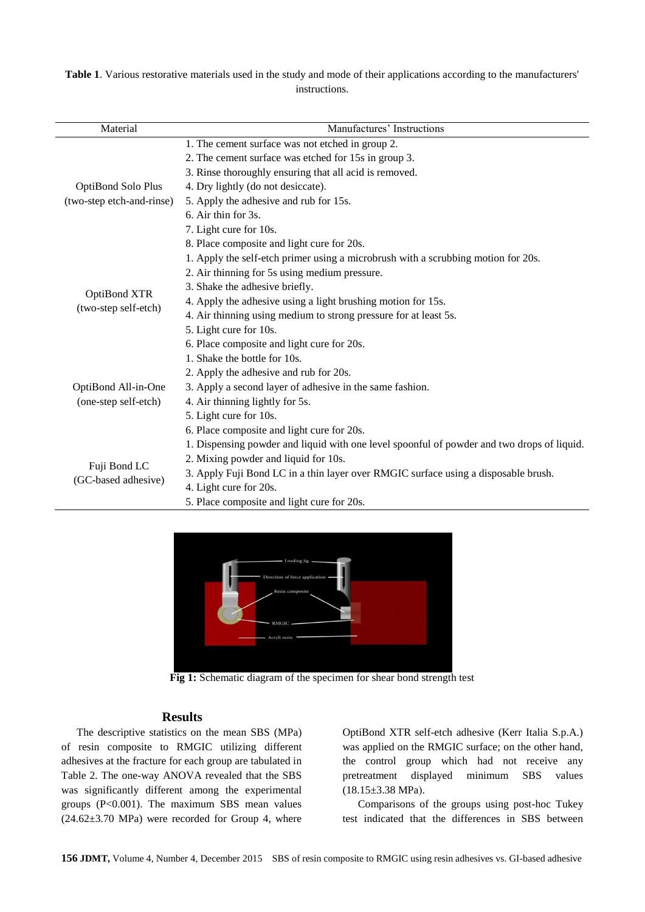**Table 1**. Various restorative materials used in the study and mode of their applications according to the manufacturers' instructions.

| Material | Manufactures' Instructions |
|---|---|
| OptiBond Solo Plus (two-step etch-and-rinse) | 1. The cement surface was not etched in group 2.<br>2. The cement surface was etched for 15s in group 3.<br>3. Rinse thoroughly ensuring that all acid is removed.<br>4. Dry lightly (do not desiccate).<br>5. Apply the adhesive and rub for 15s.<br>6. Air thin for 3s.<br>7. Light cure for 10s.<br>8. Place composite and light cure for 20s. |
| OptiBond XTR (two-step self-etch) | 1. Apply the self-etch primer using a microbrush with a scrubbing motion for 20s.<br>2. Air thinning for 5s using medium pressure.<br>3. Shake the adhesive briefly.<br>4. Apply the adhesive using a light brushing motion for 15s.<br>4. Air thinning using medium to strong pressure for at least 5s.<br>5. Light cure for 10s.<br>6. Place composite and light cure for 20s. |
| OptiBond All-in-One (one-step self-etch) | 1. Shake the bottle for 10s.<br>2. Apply the adhesive and rub for 20s.<br>3. Apply a second layer of adhesive in the same fashion.<br>4. Air thinning lightly for 5s.<br>5. Light cure for 10s.<br>6. Place composite and light cure for 20s. |
| Fuji Bond LC (GC-based adhesive) | 1. Dispensing powder and liquid with one level spoonful of powder and two drops of liquid.<br>2. Mixing powder and liquid for 10s.<br>3. Apply Fuji Bond LC in a thin layer over RMGIC surface using a disposable brush.<br>4. Light cure for 20s.<br>5. Place composite and light cure for 20s. |

**Fig 1:** Schematic diagram of the specimen for shear bond strength test

## Results

The descriptive statistics on the mean SBS (MPa) of resin composite to RMGIC utilizing different adhesives at the fracture for each group are tabulated in Table 2. The one-way ANOVA revealed that the SBS was significantly different among the experimental groups ($P<0.001$). The maximum SBS mean values (24.62±3.70 MPa) were recorded for Group 4, where OptiBond XTR self-etch adhesive (Kerr Italia S.p.A.) was applied on the RMGIC surface; on the other hand, the control group which had not receive any pretreatment displayed minimum SBS values (18.15±3.38 MPa).

Comparisons of the groups using post-hoc Tukey test indicated that the differences in SBS between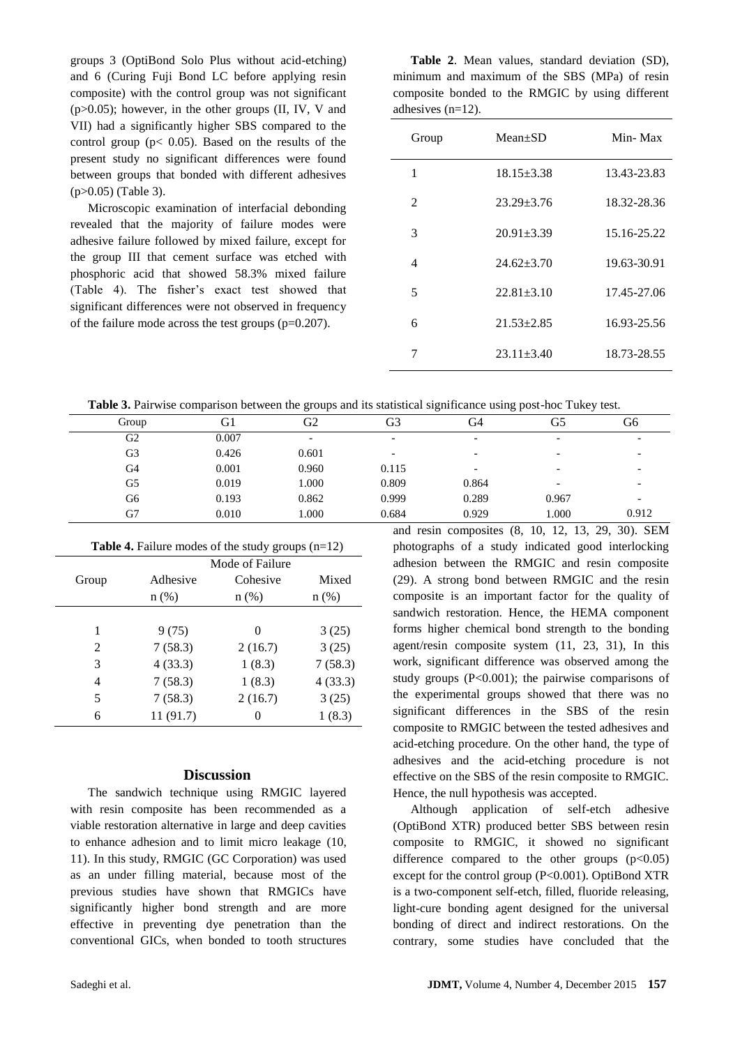groups 3 (OptiBond Solo Plus without acid-etching) and 6 (Curing Fuji Bond LC before applying resin composite) with the control group was not significant ($p>0.05$); however, in the other groups (II, IV, V and VII) had a significantly higher SBS compared to the control group ($p< 0.05$). Based on the results of the present study no significant differences were found between groups that bonded with different adhesives ($p>0.05$) (Table 3).

Microscopic examination of interfacial debonding revealed that the majority of failure modes were adhesive failure followed by mixed failure, except for the group III that cement surface was etched with phosphoric acid that showed 58.3% mixed failure (Table 4). The fisher's exact test showed that significant differences were not observed in frequency of the failure mode across the test groups ($p=0.207$).

**Table 2**. Mean values, standard deviation (SD), minimum and maximum of the SBS (MPa) of resin composite bonded to the RMGIC by using different adhesives (n=12).

| Group | Mean±SD | Min- Max |
|---|---|---|
| 1 | 18.15±3.38 | 13.43-23.83 |
| 2 | 23.29±3.76 | 18.32-28.36 |
| 3 | 20.91±3.39 | 15.16-25.22 |
| 4 | 24.62±3.70 | 19.63-30.91 |
| 5 | 22.81±3.10 | 17.45-27.06 |
| 6 | 21.53±2.85 | 16.93-25.56 |
| 7 | 23.11±3.40 | 18.73-28.55 |

**Table 3.** Pairwise comparison between the groups and its statistical significance using post-hoc Tukey test.

| Group | G1 | G2 | G3 | G4 | G5 | G6 |
|---|---|---|---|---|---|---|
| G2 | 0.007 | - | - | - | - | - |
| G3 | 0.426 | 0.601 | - | - | - | - |
| G4 | 0.001 | 0.960 | 0.115 | - | - | - |
| G5 | 0.019 | 1.000 | 0.809 | 0.864 | - | - |
| G6 | 0.193 | 0.862 | 0.999 | 0.289 | 0.967 | - |
| G7 | 0.010 | 1.000 | 0.684 | 0.929 | 1.000 | 0.912 |

**Table 4.** Failure modes of the study groups (n=12)

| Group | Mode of Failure | | |
|---|---|---|---|
| | Adhesive n (%) | Cohesive n (%) | Mixed n (%) |
| 1 | 9 (75) | 0 | 3 (25) |
| 2 | 7 (58.3) | 2 (16.7) | 3 (25) |
| 3 | 4 (33.3) | 1 (8.3) | 7 (58.3) |
| 4 | 7 (58.3) | 1 (8.3) | 4 (33.3) |
| 5 | 7 (58.3) | 2 (16.7) | 3 (25) |
| 6 | 11 (91.7) | 0 | 1 (8.3) |

## Discussion

The sandwich technique using RMGIC layered with resin composite has been recommended as a viable restoration alternative in large and deep cavities to enhance adhesion and to limit micro leakage (10, 11). In this study, RMGIC (GC Corporation) was used as an under filling material, because most of the previous studies have shown that RMGICs have significantly higher bond strength and are more effective in preventing dye penetration than the conventional GICs, when bonded to tooth structures and resin composites (8, 10, 12, 13, 29, 30). SEM photographs of a study indicated good interlocking adhesion between the RMGIC and resin composite (29). A strong bond between RMGIC and the resin composite is an important factor for the quality of sandwich restoration. Hence, the HEMA component forms higher chemical bond strength to the bonding agent/resin composite system (11, 23, 31), In this work, significant difference was observed among the study groups ($P<0.001$); the pairwise comparisons of the experimental groups showed that there was no significant differences in the SBS of the resin composite to RMGIC between the tested adhesives and acid-etching procedure. On the other hand, the type of adhesives and the acid-etching procedure is not effective on the SBS of the resin composite to RMGIC. Hence, the null hypothesis was accepted.

Although application of self-etch adhesive (OptiBond XTR) produced better SBS between resin composite to RMGIC, it showed no significant difference compared to the other groups ($p<0.05$) except for the control group ($P<0.001$). OptiBond XTR is a two-component self-etch, filled, fluoride releasing, light-cure bonding agent designed for the universal bonding of direct and indirect restorations. On the contrary, some studies have concluded that the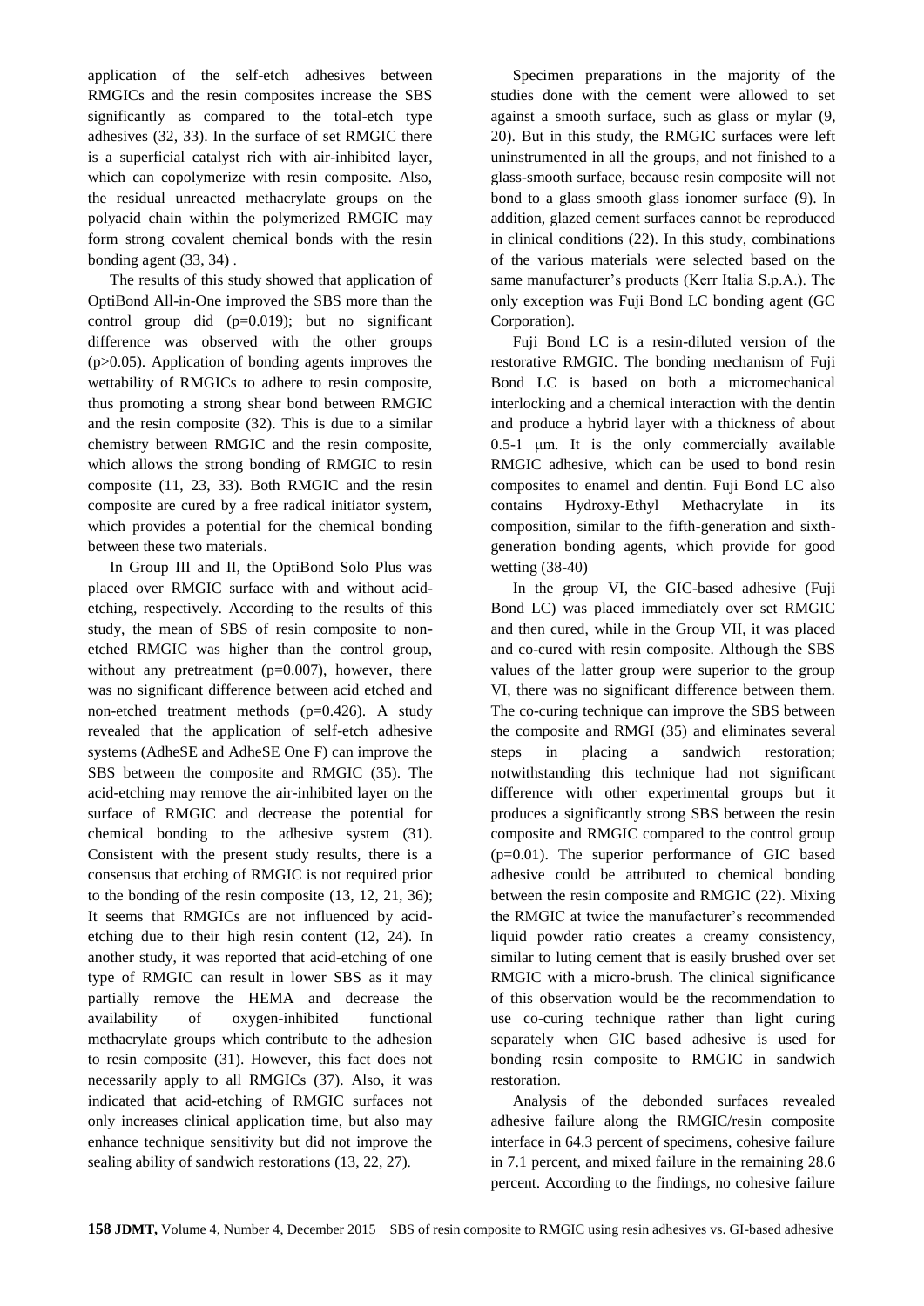application of the self-etch adhesives between RMGICs and the resin composites increase the SBS significantly as compared to the total-etch type adhesives (32, 33). In the surface of set RMGIC there is a superficial catalyst rich with air-inhibited layer, which can copolymerize with resin composite. Also, the residual unreacted methacrylate groups on the polyacid chain within the polymerized RMGIC may form strong covalent chemical bonds with the resin bonding agent (33, 34) .

The results of this study showed that application of OptiBond All-in-One improved the SBS more than the control group did (p=0.019); but no significant difference was observed with the other groups (p>0.05). Application of bonding agents improves the wettability of RMGICs to adhere to resin composite, thus promoting a strong shear bond between RMGIC and the resin composite (32). This is due to a similar chemistry between RMGIC and the resin composite, which allows the strong bonding of RMGIC to resin composite (11, 23, 33). Both RMGIC and the resin composite are cured by a free radical initiator system, which provides a potential for the chemical bonding between these two materials.

In Group III and II, the OptiBond Solo Plus was placed over RMGIC surface with and without acid-etching, respectively. According to the results of this study, the mean of SBS of resin composite to non-etched RMGIC was higher than the control group, without any pretreatment (p=0.007), however, there was no significant difference between acid etched and non-etched treatment methods (p=0.426). A study revealed that the application of self-etch adhesive systems (AdheSE and AdheSE One F) can improve the SBS between the composite and RMGIC (35). The acid-etching may remove the air-inhibited layer on the surface of RMGIC and decrease the potential for chemical bonding to the adhesive system (31). Consistent with the present study results, there is a consensus that etching of RMGIC is not required prior to the bonding of the resin composite (13, 12, 21, 36); It seems that RMGICs are not influenced by acid-etching due to their high resin content (12, 24). In another study, it was reported that acid-etching of one type of RMGIC can result in lower SBS as it may partially remove the HEMA and decrease the availability of oxygen-inhibited functional methacrylate groups which contribute to the adhesion to resin composite (31). However, this fact does not necessarily apply to all RMGICs (37). Also, it was indicated that acid-etching of RMGIC surfaces not only increases clinical application time, but also may enhance technique sensitivity but did not improve the sealing ability of sandwich restorations (13, 22, 27).

Specimen preparations in the majority of the studies done with the cement were allowed to set against a smooth surface, such as glass or mylar (9, 20). But in this study, the RMGIC surfaces were left uninstrumented in all the groups, and not finished to a glass-smooth surface, because resin composite will not bond to a glass smooth glass ionomer surface (9). In addition, glazed cement surfaces cannot be reproduced in clinical conditions (22). In this study, combinations of the various materials were selected based on the same manufacturer's products (Kerr Italia S.p.A.). The only exception was Fuji Bond LC bonding agent (GC Corporation).

Fuji Bond LC is a resin-diluted version of the restorative RMGIC. The bonding mechanism of Fuji Bond LC is based on both a micromechanical interlocking and a chemical interaction with the dentin and produce a hybrid layer with a thickness of about 0.5-1 μm. It is the only commercially available RMGIC adhesive, which can be used to bond resin composites to enamel and dentin. Fuji Bond LC also contains Hydroxy-Ethyl Methacrylate in its composition, similar to the fifth-generation and sixth-generation bonding agents, which provide for good wetting (38-40)

In the group VI, the GIC-based adhesive (Fuji Bond LC) was placed immediately over set RMGIC and then cured, while in the Group VII, it was placed and co-cured with resin composite. Although the SBS values of the latter group were superior to the group VI, there was no significant difference between them. The co-curing technique can improve the SBS between the composite and RMGI (35) and eliminates several steps in placing a sandwich restoration; notwithstanding this technique had not significant difference with other experimental groups but it produces a significantly strong SBS between the resin composite and RMGIC compared to the control group (p=0.01). The superior performance of GIC based adhesive could be attributed to chemical bonding between the resin composite and RMGIC (22). Mixing the RMGIC at twice the manufacturer's recommended liquid powder ratio creates a creamy consistency, similar to luting cement that is easily brushed over set RMGIC with a micro-brush. The clinical significance of this observation would be the recommendation to use co-curing technique rather than light curing separately when GIC based adhesive is used for bonding resin composite to RMGIC in sandwich restoration.

Analysis of the debonded surfaces revealed adhesive failure along the RMGIC/resin composite interface in 64.3 percent of specimens, cohesive failure in 7.1 percent, and mixed failure in the remaining 28.6 percent. According to the findings, no cohesive failure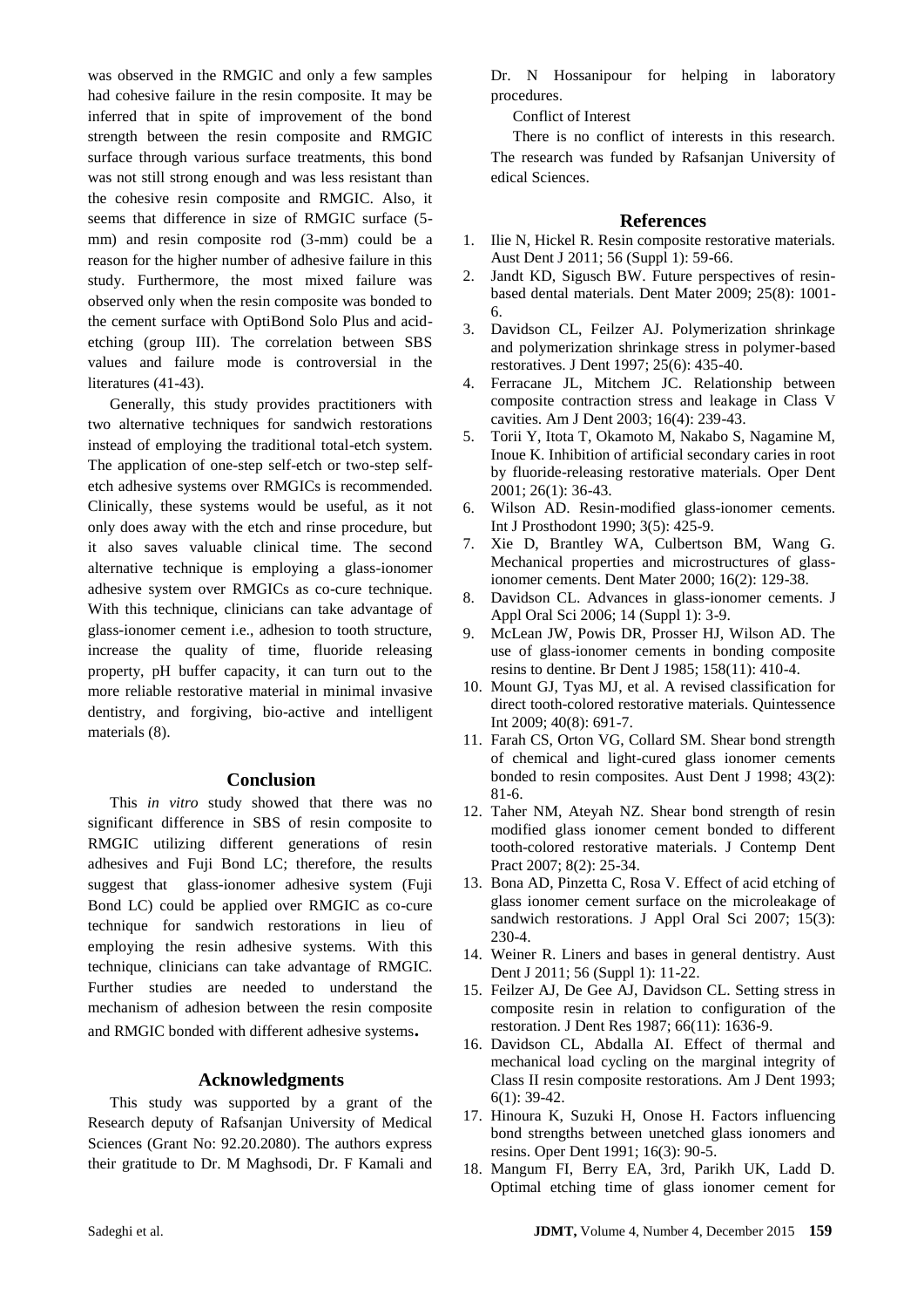was observed in the RMGIC and only a few samples had cohesive failure in the resin composite. It may be inferred that in spite of improvement of the bond strength between the resin composite and RMGIC surface through various surface treatments, this bond was not still strong enough and was less resistant than the cohesive resin composite and RMGIC. Also, it seems that difference in size of RMGIC surface (5-mm) and resin composite rod (3-mm) could be a reason for the higher number of adhesive failure in this study. Furthermore, the most mixed failure was observed only when the resin composite was bonded to the cement surface with OptiBond Solo Plus and acid-etching (group III). The correlation between SBS values and failure mode is controversial in the literatures (41-43).

Generally, this study provides practitioners with two alternative techniques for sandwich restorations instead of employing the traditional total-etch system. The application of one-step self-etch or two-step self-etch adhesive systems over RMGICs is recommended. Clinically, these systems would be useful, as it not only does away with the etch and rinse procedure, but it also saves valuable clinical time. The second alternative technique is employing a glass-ionomer adhesive system over RMGICs as co-cure technique. With this technique, clinicians can take advantage of glass-ionomer cement i.e., adhesion to tooth structure, increase the quality of time, fluoride releasing property, pH buffer capacity, it can turn out to the more reliable restorative material in minimal invasive dentistry, and forgiving, bio-active and intelligent materials (8).

## Conclusion

This *in vitro* study showed that there was no significant difference in SBS of resin composite to RMGIC utilizing different generations of resin adhesives and Fuji Bond LC; therefore, the results suggest that glass-ionomer adhesive system (Fuji Bond LC) could be applied over RMGIC as co-cure technique for sandwich restorations in lieu of employing the resin adhesive systems. With this technique, clinicians can take advantage of RMGIC. Further studies are needed to understand the mechanism of adhesion between the resin composite and RMGIC bonded with different adhesive systems.

## Acknowledgments

This study was supported by a grant of the Research deputy of Rafsanjan University of Medical Sciences (Grant No: 92.20.2080). The authors express their gratitude to Dr. M Maghsodi, Dr. F Kamali and Dr. N Hossanipour for helping in laboratory procedures.

Conflict of Interest

There is no conflict of interests in this research. The research was funded by Rafsanjan University of edical Sciences.

## References

1. Ilie N, Hickel R. Resin composite restorative materials. Aust Dent J 2011; 56 (Suppl 1): 59-66.
2. Jandt KD, Sigusch BW. Future perspectives of resin-based dental materials. Dent Mater 2009; 25(8): 1001-6.
3. Davidson CL, Feilzer AJ. Polymerization shrinkage and polymerization shrinkage stress in polymer-based restoratives. J Dent 1997; 25(6): 435-40.
4. Ferracane JL, Mitchem JC. Relationship between composite contraction stress and leakage in Class V cavities. Am J Dent 2003; 16(4): 239-43.
5. Torii Y, Itota T, Okamoto M, Nakabo S, Nagamine M, Inoue K. Inhibition of artificial secondary caries in root by fluoride-releasing restorative materials. Oper Dent 2001; 26(1): 36-43.
6. Wilson AD. Resin-modified glass-ionomer cements. Int J Prosthodont 1990; 3(5): 425-9.
7. Xie D, Brantley WA, Culbertson BM, Wang G. Mechanical properties and microstructures of glass-ionomer cements. Dent Mater 2000; 16(2): 129-38.
8. Davidson CL. Advances in glass-ionomer cements. J Appl Oral Sci 2006; 14 (Suppl 1): 3-9.
9. McLean JW, Powis DR, Prosser HJ, Wilson AD. The use of glass-ionomer cements in bonding composite resins to dentine. Br Dent J 1985; 158(11): 410-4.
10. Mount GJ, Tyas MJ, et al. A revised classification for direct tooth-colored restorative materials. Quintessence Int 2009; 40(8): 691-7.
11. Farah CS, Orton VG, Collard SM. Shear bond strength of chemical and light-cured glass ionomer cements bonded to resin composites. Aust Dent J 1998; 43(2): 81-6.
12. Taher NM, Ateyah NZ. Shear bond strength of resin modified glass ionomer cement bonded to different tooth-colored restorative materials. J Contemp Dent Pract 2007; 8(2): 25-34.
13. Bona AD, Pinzetta C, Rosa V. Effect of acid etching of glass ionomer cement surface on the microleakage of sandwich restorations. J Appl Oral Sci 2007; 15(3): 230-4.
14. Weiner R. Liners and bases in general dentistry. Aust Dent J 2011; 56 (Suppl 1): 11-22.
15. Feilzer AJ, De Gee AJ, Davidson CL. Setting stress in composite resin in relation to configuration of the restoration. J Dent Res 1987; 66(11): 1636-9.
16. Davidson CL, Abdalla AI. Effect of thermal and mechanical load cycling on the marginal integrity of Class II resin composite restorations. Am J Dent 1993; 6(1): 39-42.
17. Hinoura K, Suzuki H, Onose H. Factors influencing bond strengths between unetched glass ionomers and resins. Oper Dent 1991; 16(3): 90-5.
18. Mangum FI, Berry EA, 3rd, Parikh UK, Ladd D. Optimal etching time of glass ionomer cement for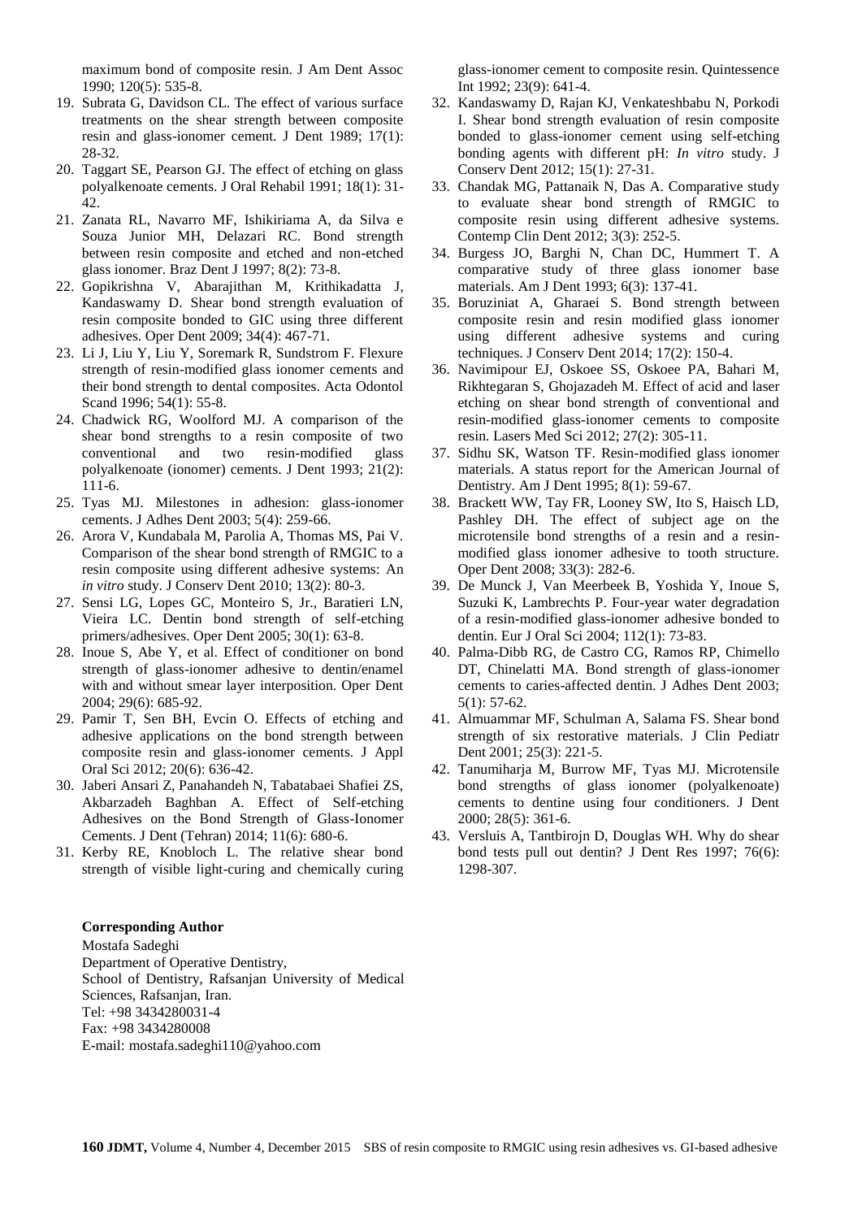maximum bond of composite resin. J Am Dent Assoc 1990; 120(5): 535-8.

19. Subrata G, Davidson CL. The effect of various surface treatments on the shear strength between composite resin and glass-ionomer cement. J Dent 1989; 17(1): 28-32.
20. Taggart SE, Pearson GJ. The effect of etching on glass polyalkenoate cements. J Oral Rehabil 1991; 18(1): 31-42.
21. Zanata RL, Navarro MF, Ishikiriama A, da Silva e Souza Junior MH, Delazari RC. Bond strength between resin composite and etched and non-etched glass ionomer. Braz Dent J 1997; 8(2): 73-8.
22. Gopikrishna V, Abarajithan M, Krithikadatta J, Kandaswamy D. Shear bond strength evaluation of resin composite bonded to GIC using three different adhesives. Oper Dent 2009; 34(4): 467-71.
23. Li J, Liu Y, Liu Y, Soremark R, Sundstrom F. Flexure strength of resin-modified glass ionomer cements and their bond strength to dental composites. Acta Odontol Scand 1996; 54(1): 55-8.
24. Chadwick RG, Woolford MJ. A comparison of the shear bond strengths to a resin composite of two conventional and two resin-modified glass polyalkenoate (ionomer) cements. J Dent 1993; 21(2): 111-6.
25. Tyas MJ. Milestones in adhesion: glass-ionomer cements. J Adhes Dent 2003; 5(4): 259-66.
26. Arora V, Kundabala M, Parolia A, Thomas MS, Pai V. Comparison of the shear bond strength of RMGIC to a resin composite using different adhesive systems: An *in vitro* study. J Conserv Dent 2010; 13(2): 80-3.
27. Sensi LG, Lopes GC, Monteiro S, Jr., Baratieri LN, Vieira LC. Dentin bond strength of self-etching primers/adhesives. Oper Dent 2005; 30(1): 63-8.
28. Inoue S, Abe Y, et al. Effect of conditioner on bond strength of glass-ionomer adhesive to dentin/enamel with and without smear layer interposition. Oper Dent 2004; 29(6): 685-92.
29. Pamir T, Sen BH, Evcin O. Effects of etching and adhesive applications on the bond strength between composite resin and glass-ionomer cements. J Appl Oral Sci 2012; 20(6): 636-42.
30. Jaberi Ansari Z, Panahandeh N, Tabatabaei Shafiei ZS, Akbarzadeh Baghban A. Effect of Self-etching Adhesives on the Bond Strength of Glass-Ionomer Cements. J Dent (Tehran) 2014; 11(6): 680-6.
31. Kerby RE, Knobloch L. The relative shear bond strength of visible light-curing and chemically curing glass-ionomer cement to composite resin. Quintessence Int 1992; 23(9): 641-4.
32. Kandaswamy D, Rajan KJ, Venkateshbabu N, Porkodi I. Shear bond strength evaluation of resin composite bonded to glass-ionomer cement using self-etching bonding agents with different pH: *In vitro* study. J Conserv Dent 2012; 15(1): 27-31.
33. Chandak MG, Pattanaik N, Das A. Comparative study to evaluate shear bond strength of RMGIC to composite resin using different adhesive systems. Contemp Clin Dent 2012; 3(3): 252-5.
34. Burgess JO, Barghi N, Chan DC, Hummert T. A comparative study of three glass ionomer base materials. Am J Dent 1993; 6(3): 137-41.
35. Boruziniat A, Gharaei S. Bond strength between composite resin and resin modified glass ionomer using different adhesive systems and curing techniques. J Conserv Dent 2014; 17(2): 150-4.
36. Navimipour EJ, Oskoee SS, Oskoee PA, Bahari M, Rikhtegaran S, Ghojazadeh M. Effect of acid and laser etching on shear bond strength of conventional and resin-modified glass-ionomer cements to composite resin. Lasers Med Sci 2012; 27(2): 305-11.
37. Sidhu SK, Watson TF. Resin-modified glass ionomer materials. A status report for the American Journal of Dentistry. Am J Dent 1995; 8(1): 59-67.
38. Brackett WW, Tay FR, Looney SW, Ito S, Haisch LD, Pashley DH. The effect of subject age on the microtensile bond strengths of a resin and a resin-modified glass ionomer adhesive to tooth structure. Oper Dent 2008; 33(3): 282-6.
39. De Munck J, Van Meerbeek B, Yoshida Y, Inoue S, Suzuki K, Lambrechts P. Four-year water degradation of a resin-modified glass-ionomer adhesive bonded to dentin. Eur J Oral Sci 2004; 112(1): 73-83.
40. Palma-Dibb RG, de Castro CG, Ramos RP, Chimello DT, Chinelatti MA. Bond strength of glass-ionomer cements to caries-affected dentin. J Adhes Dent 2003; 5(1): 57-62.
41. Almuammar MF, Schulman A, Salama FS. Shear bond strength of six restorative materials. J Clin Pediatr Dent 2001; 25(3): 221-5.
42. Tanumiharja M, Burrow MF, Tyas MJ. Microtensile bond strengths of glass ionomer (polyalkenoate) cements to dentine using four conditioners. J Dent 2000; 28(5): 361-6.
43. Versluis A, Tantbirojn D, Douglas WH. Why do shear bond tests pull out dentin? J Dent Res 1997; 76(6): 1298-307.

**Corresponding Author**

Mostafa Sadeghi
Department of Operative Dentistry,
School of Dentistry, Rafsanjan University of Medical Sciences, Rafsanjan, Iran.
Tel: +98 3434280031-4
Fax: +98 3434280008
E-mail: mostafa.sadeghi110@yahoo.com